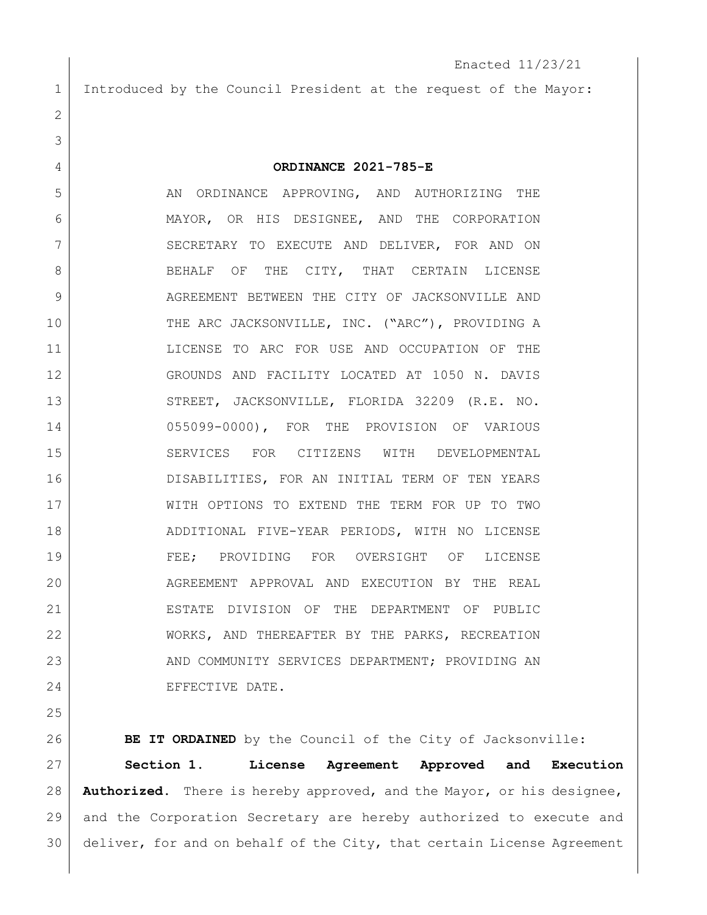Enacted 11/23/21

Introduced by the Council President at the request of the Mayor:

**ORDINANCE 2021-785-E**

AN ORDINANCE APPROVING, AND AUTHORIZING THE MAYOR, OR HIS DESIGNEE, AND THE CORPORATION SECRETARY TO EXECUTE AND DELIVER, FOR AND ON BEHALF OF THE CITY, THAT CERTAIN LICENSE AGREEMENT BETWEEN THE CITY OF JACKSONVILLE AND THE ARC JACKSONVILLE, INC. ("ARC"), PROVIDING A LICENSE TO ARC FOR USE AND OCCUPATION OF THE GROUNDS AND FACILITY LOCATED AT 1050 N. DAVIS STREET, JACKSONVILLE, FLORIDA 32209 (R.E. NO. 055099-0000), FOR THE PROVISION OF VARIOUS SERVICES FOR CITIZENS WITH DEVELOPMENTAL DISABILITIES, FOR AN INITIAL TERM OF TEN YEARS WITH OPTIONS TO EXTEND THE TERM FOR UP TO TWO ADDITIONAL FIVE-YEAR PERIODS, WITH NO LICENSE FEE; PROVIDING FOR OVERSIGHT OF LICENSE AGREEMENT APPROVAL AND EXECUTION BY THE REAL ESTATE DIVISION OF THE DEPARTMENT OF PUBLIC WORKS, AND THEREAFTER BY THE PARKS, RECREATION AND COMMUNITY SERVICES DEPARTMENT; PROVIDING AN EFFECTIVE DATE.

**BE IT ORDAINED** by the Council of the City of Jacksonville:

**Section 1. License Agreement Approved and Execution Authorized.** There is hereby approved, and the Mayor, or his designee, and the Corporation Secretary are hereby authorized to execute and deliver, for and on behalf of the City, that certain License Agreement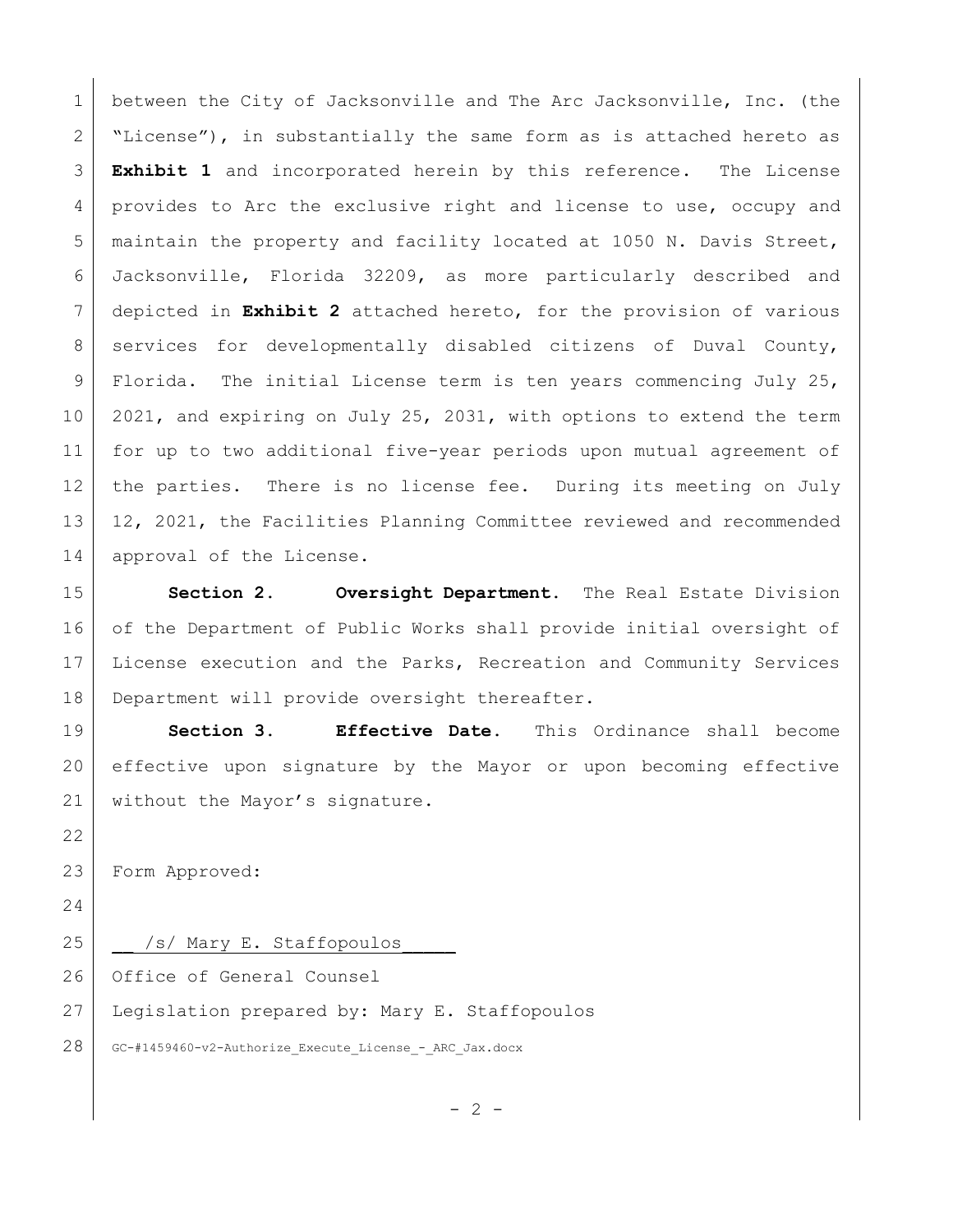between the City of Jacksonville and The Arc Jacksonville, Inc. (the "License"), in substantially the same form as is attached hereto as **Exhibit 1** and incorporated herein by this reference. The License provides to Arc the exclusive right and license to use, occupy and maintain the property and facility located at 1050 N. Davis Street, Jacksonville, Florida 32209, as more particularly described and depicted in **Exhibit 2** attached hereto, for the provision of various services for developmentally disabled citizens of Duval County, Florida. The initial License term is ten years commencing July 25, 2021, and expiring on July 25, 2031, with options to extend the term for up to two additional five-year periods upon mutual agreement of the parties. There is no license fee. During its meeting on July 12, 2021, the Facilities Planning Committee reviewed and recommended approval of the License.

**Section 2. Oversight Department.** The Real Estate Division of the Department of Public Works shall provide initial oversight of License execution and the Parks, Recreation and Community Services Department will provide oversight thereafter.

**Section 3. Effective Date.** This Ordinance shall become effective upon signature by the Mayor or upon becoming effective without the Mayor's signature.

Form Approved:

/s/ Mary E. Staffopoulos

Office of General Counsel

Legislation prepared by: Mary E. Staffopoulos

GC-#1459460-v2-Authorize_Execute_License_-_ARC_Jax.docx